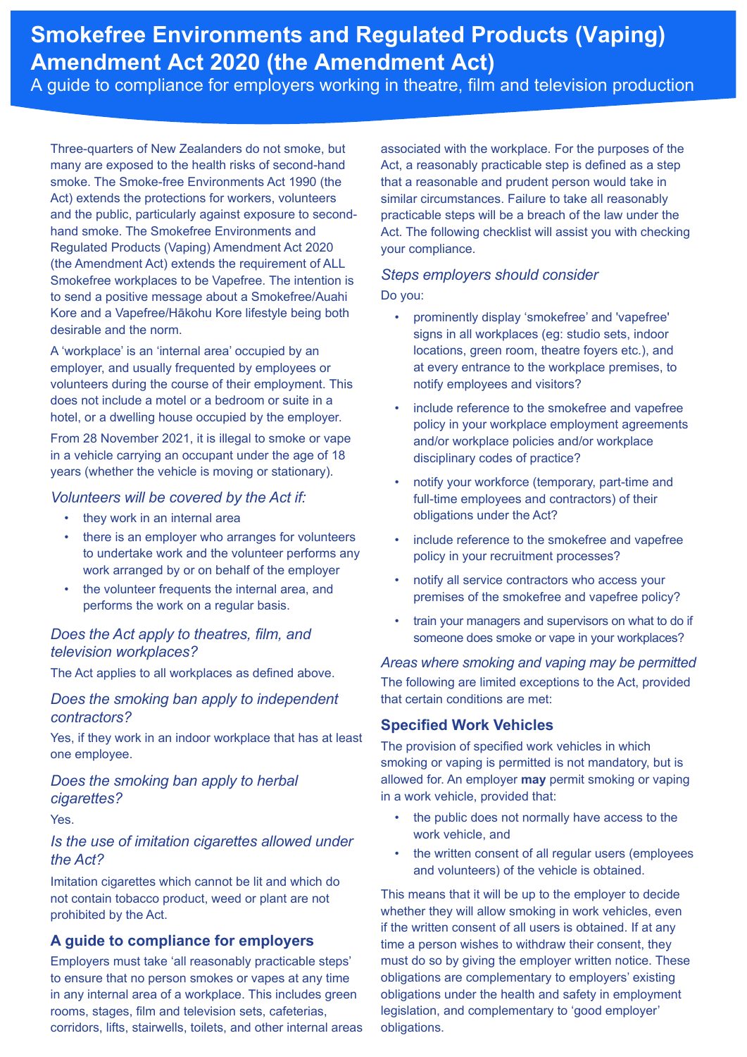# Smokefree Environments and Regulated Products (Vaping) Amendment Act 2020 (the Amendment Act)

A guide to compliance for employers working in theatre, film and television production

Three-quarters of New Zealanders do not smoke, but many are exposed to the health risks of second-hand smoke. The Smoke-free Environments Act 1990 (the Act) extends the protections for workers, volunteers and the public, particularly against exposure to second-hand smoke. The Smokefree Environments and Regulated Products (Vaping) Amendment Act 2020 (the Amendment Act) extends the requirement of ALL Smokefree workplaces to be Vapefree. The intention is to send a positive message about a Smokefree/Auahi Kore and a Vapefree/Hākohu Kore lifestyle being both desirable and the norm.

A 'workplace' is an 'internal area' occupied by an employer, and usually frequented by employees or volunteers during the course of their employment. This does not include a motel or a bedroom or suite in a hotel, or a dwelling house occupied by the employer.

From 28 November 2021, it is illegal to smoke or vape in a vehicle carrying an occupant under the age of 18 years (whether the vehicle is moving or stationary).

### *Volunteers will be covered by the Act if:*

- they work in an internal area
- there is an employer who arranges for volunteers to undertake work and the volunteer performs any work arranged by or on behalf of the employer
- the volunteer frequents the internal area, and performs the work on a regular basis.

### *Does the Act apply to theatres, film, and television workplaces?*

The Act applies to all workplaces as defined above.

### *Does the smoking ban apply to independent contractors?*

Yes, if they work in an indoor workplace that has at least one employee.

### *Does the smoking ban apply to herbal cigarettes?*

Yes.

### *Is the use of imitation cigarettes allowed under the Act?*

Imitation cigarettes which cannot be lit and which do not contain tobacco product, weed or plant are not prohibited by the Act.

## A guide to compliance for employers

Employers must take 'all reasonably practicable steps' to ensure that no person smokes or vapes at any time in any internal area of a workplace. This includes green rooms, stages, film and television sets, cafeterias, corridors, lifts, stairwells, toilets, and other internal areas associated with the workplace. For the purposes of the Act, a reasonably practicable step is defined as a step that a reasonable and prudent person would take in similar circumstances. Failure to take all reasonably practicable steps will be a breach of the law under the Act. The following checklist will assist you with checking your compliance.

### *Steps employers should consider*

Do you:

- prominently display 'smokefree' and 'vapefree' signs in all workplaces (eg: studio sets, indoor locations, green room, theatre foyers etc.), and at every entrance to the workplace premises, to notify employees and visitors?
- include reference to the smokefree and vapefree policy in your workplace employment agreements and/or workplace policies and/or workplace disciplinary codes of practice?
- notify your workforce (temporary, part-time and full-time employees and contractors) of their obligations under the Act?
- include reference to the smokefree and vapefree policy in your recruitment processes?
- notify all service contractors who access your premises of the smokefree and vapefree policy?
- train your managers and supervisors on what to do if someone does smoke or vape in your workplaces?

### *Areas where smoking and vaping may be permitted*

The following are limited exceptions to the Act, provided that certain conditions are met:

## Specified Work Vehicles

The provision of specified work vehicles in which smoking or vaping is permitted is not mandatory, but is allowed for. An employer **may** permit smoking or vaping in a work vehicle, provided that:

- the public does not normally have access to the work vehicle, and
- the written consent of all regular users (employees and volunteers) of the vehicle is obtained.

This means that it will be up to the employer to decide whether they will allow smoking in work vehicles, even if the written consent of all users is obtained. If at any time a person wishes to withdraw their consent, they must do so by giving the employer written notice. These obligations are complementary to employers' existing obligations under the health and safety in employment legislation, and complementary to 'good employer' obligations.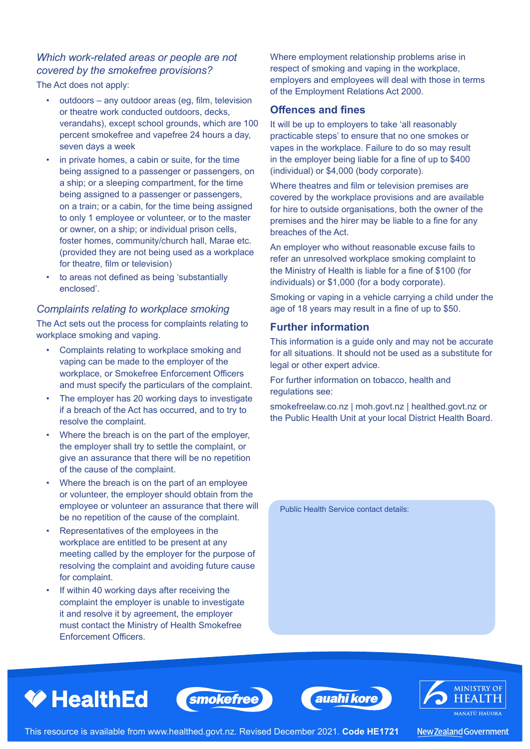### *Which work-related areas or people are not covered by the smokefree provisions?*

The Act does not apply:

- outdoors – any outdoor areas (eg, film, television or theatre work conducted outdoors, decks, verandahs), except school grounds, which are 100 percent smokefree and vapefree 24 hours a day, seven days a week
- in private homes, a cabin or suite, for the time being assigned to a passenger or passengers, on a ship; or a sleeping compartment, for the time being assigned to a passenger or passengers, on a train; or a cabin, for the time being assigned to only 1 employee or volunteer, or to the master or owner, on a ship; or individual prison cells, foster homes, community/church hall, Marae etc. (provided they are not being used as a workplace for theatre, film or television)
- to areas not defined as being 'substantially enclosed'.

### *Complaints relating to workplace smoking*

The Act sets out the process for complaints relating to workplace smoking and vaping.

- Complaints relating to workplace smoking and vaping can be made to the employer of the workplace, or Smokefree Enforcement Officers and must specify the particulars of the complaint.
- The employer has 20 working days to investigate if a breach of the Act has occurred, and to try to resolve the complaint.
- Where the breach is on the part of the employer, the employer shall try to settle the complaint, or give an assurance that there will be no repetition of the cause of the complaint.
- Where the breach is on the part of an employee or volunteer, the employer should obtain from the employee or volunteer an assurance that there will be no repetition of the cause of the complaint.
- Representatives of the employees in the workplace are entitled to be present at any meeting called by the employer for the purpose of resolving the complaint and avoiding future cause for complaint.
- If within 40 working days after receiving the complaint the employer is unable to investigate it and resolve it by agreement, the employer must contact the Ministry of Health Smokefree Enforcement Officers.

Where employment relationship problems arise in respect of smoking and vaping in the workplace, employers and employees will deal with those in terms of the Employment Relations Act 2000.

## Offences and fines

It will be up to employers to take 'all reasonably practicable steps' to ensure that no one smokes or vapes in the workplace. Failure to do so may result in the employer being liable for a fine of up to $400 (individual) or $4,000 (body corporate).

Where theatres and film or television premises are covered by the workplace provisions and are available for hire to outside organisations, both the owner of the premises and the hirer may be liable to a fine for any breaches of the Act.

An employer who without reasonable excuse fails to refer an unresolved workplace smoking complaint to the Ministry of Health is liable for a fine of $100 (for individuals) or $1,000 (for a body corporate).

Smoking or vaping in a vehicle carrying a child under the age of 18 years may result in a fine of up to $50.

## Further information

This information is a guide only and may not be accurate for all situations. It should not be used as a substitute for legal or other expert advice.

For further information on tobacco, health and regulations see:

smokefreelaw.co.nz | moh.govt.nz | healthed.govt.nz or the Public Health Unit at your local District Health Board.

Public Health Service contact details:

HealthEd | smokefree | auahi kore | Ministry of Health – Manatū Hauora

This resource is available from www.healthed.govt.nz. Revised December 2021. **Code HE1721**

New Zealand Government